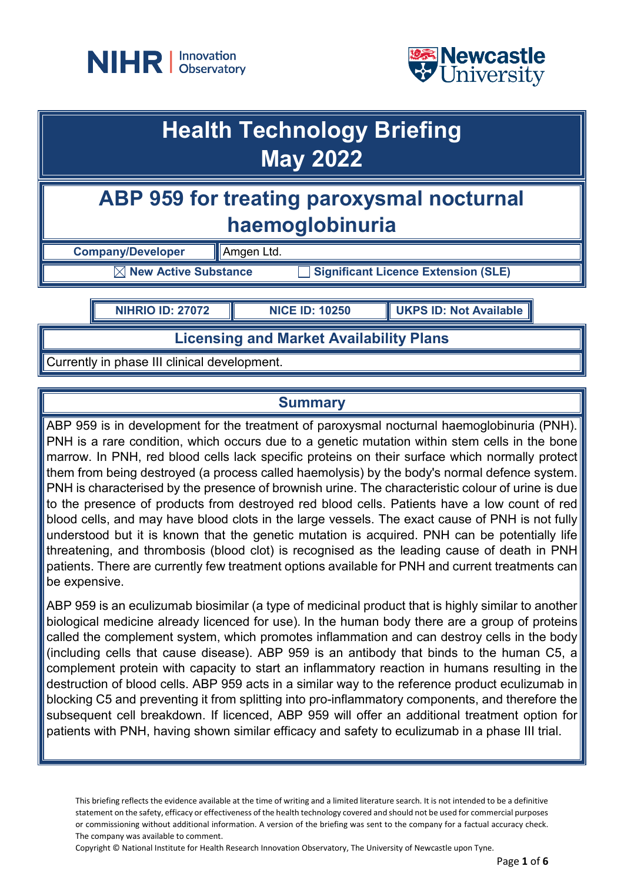NIHR | Innovation Observatory

Newcastle University

# Health Technology Briefing
# May 2022

## ABP 959 for treating paroxysmal nocturnal haemoglobinuria

| Company/Developer | Amgen Ltd. |
|---|---|
| ☒ New Active Substance | ☐ Significant Licence Extension (SLE) |

| NIHRIO ID: 27072 | NICE ID: 10250 | UKPS ID: Not Available |
|---|---|---|

### Licensing and Market Availability Plans

Currently in phase III clinical development.

### Summary

ABP 959 is in development for the treatment of paroxysmal nocturnal haemoglobinuria (PNH). PNH is a rare condition, which occurs due to a genetic mutation within stem cells in the bone marrow. In PNH, red blood cells lack specific proteins on their surface which normally protect them from being destroyed (a process called haemolysis) by the body's normal defence system. PNH is characterised by the presence of brownish urine. The characteristic colour of urine is due to the presence of products from destroyed red blood cells. Patients have a low count of red blood cells, and may have blood clots in the large vessels. The exact cause of PNH is not fully understood but it is known that the genetic mutation is acquired. PNH can be potentially life threatening, and thrombosis (blood clot) is recognised as the leading cause of death in PNH patients. There are currently few treatment options available for PNH and current treatments can be expensive.

ABP 959 is an eculizumab biosimilar (a type of medicinal product that is highly similar to another biological medicine already licenced for use). In the human body there are a group of proteins called the complement system, which promotes inflammation and can destroy cells in the body (including cells that cause disease). ABP 959 is an antibody that binds to the human C5, a complement protein with capacity to start an inflammatory reaction in humans resulting in the destruction of blood cells. ABP 959 acts in a similar way to the reference product eculizumab in blocking C5 and preventing it from splitting into pro-inflammatory components, and therefore the subsequent cell breakdown. If licenced, ABP 959 will offer an additional treatment option for patients with PNH, having shown similar efficacy and safety to eculizumab in a phase III trial.

This briefing reflects the evidence available at the time of writing and a limited literature search. It is not intended to be a definitive statement on the safety, efficacy or effectiveness of the health technology covered and should not be used for commercial purposes or commissioning without additional information. A version of the briefing was sent to the company for a factual accuracy check. The company was available to comment.

Copyright © National Institute for Health Research Innovation Observatory, The University of Newcastle upon Tyne.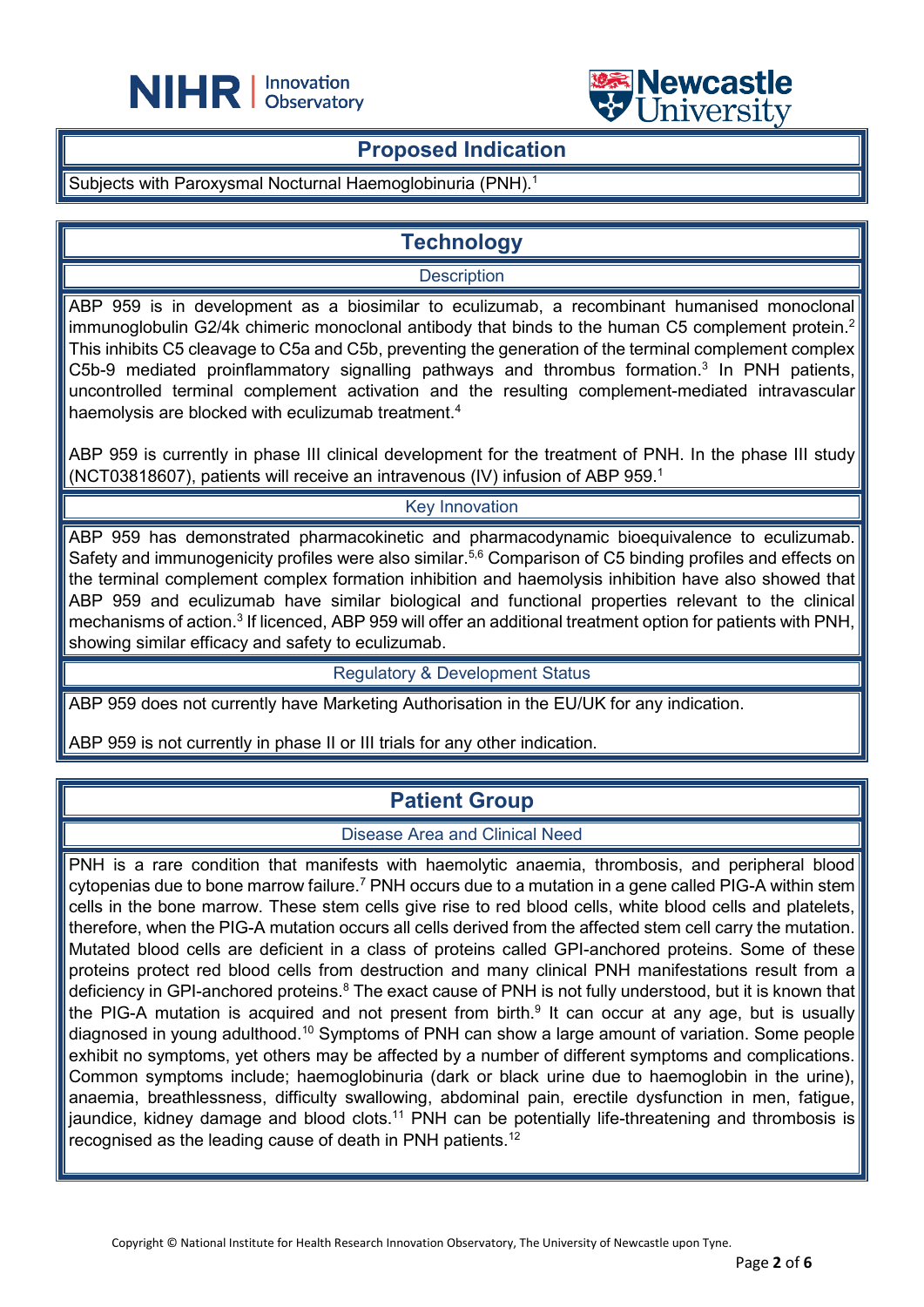## Proposed Indication

Subjects with Paroxysmal Nocturnal Haemoglobinuria (PNH).[1]

## Technology

### Description

ABP 959 is in development as a biosimilar to eculizumab, a recombinant humanised monoclonal immunoglobulin G2/4k chimeric monoclonal antibody that binds to the human C5 complement protein.[2] This inhibits C5 cleavage to C5a and C5b, preventing the generation of the terminal complement complex C5b-9 mediated proinflammatory signalling pathways and thrombus formation.[3] In PNH patients, uncontrolled terminal complement activation and the resulting complement-mediated intravascular haemolysis are blocked with eculizumab treatment.[4]

ABP 959 is currently in phase III clinical development for the treatment of PNH. In the phase III study (NCT03818607), patients will receive an intravenous (IV) infusion of ABP 959.[1]

### Key Innovation

ABP 959 has demonstrated pharmacokinetic and pharmacodynamic bioequivalence to eculizumab. Safety and immunogenicity profiles were also similar.[5,6] Comparison of C5 binding profiles and effects on the terminal complement complex formation inhibition and haemolysis inhibition have also showed that ABP 959 and eculizumab have similar biological and functional properties relevant to the clinical mechanisms of action.[3] If licenced, ABP 959 will offer an additional treatment option for patients with PNH, showing similar efficacy and safety to eculizumab.

### Regulatory & Development Status

ABP 959 does not currently have Marketing Authorisation in the EU/UK for any indication.

ABP 959 is not currently in phase II or III trials for any other indication.

## Patient Group

### Disease Area and Clinical Need

PNH is a rare condition that manifests with haemolytic anaemia, thrombosis, and peripheral blood cytopenias due to bone marrow failure.[7] PNH occurs due to a mutation in a gene called PIG-A within stem cells in the bone marrow. These stem cells give rise to red blood cells, white blood cells and platelets, therefore, when the PIG-A mutation occurs all cells derived from the affected stem cell carry the mutation. Mutated blood cells are deficient in a class of proteins called GPI-anchored proteins. Some of these proteins protect red blood cells from destruction and many clinical PNH manifestations result from a deficiency in GPI-anchored proteins.[8] The exact cause of PNH is not fully understood, but it is known that the PIG-A mutation is acquired and not present from birth.[9] It can occur at any age, but is usually diagnosed in young adulthood.[10] Symptoms of PNH can show a large amount of variation. Some people exhibit no symptoms, yet others may be affected by a number of different symptoms and complications. Common symptoms include; haemoglobinuria (dark or black urine due to haemoglobin in the urine), anaemia, breathlessness, difficulty swallowing, abdominal pain, erectile dysfunction in men, fatigue, jaundice, kidney damage and blood clots.[11] PNH can be potentially life-threatening and thrombosis is recognised as the leading cause of death in PNH patients.[12]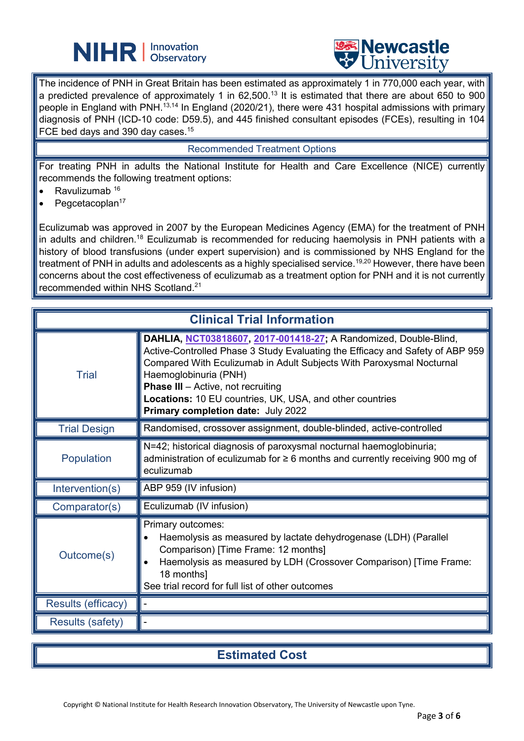The incidence of PNH in Great Britain has been estimated as approximately 1 in 770,000 each year, with a predicted prevalence of approximately 1 in 62,500.[13] It is estimated that there are about 650 to 900 people in England with PNH.[13,14] In England (2020/21), there were 431 hospital admissions with primary diagnosis of PNH (ICD-10 code: D59.5), and 445 finished consultant episodes (FCEs), resulting in 104 FCE bed days and 390 day cases.[15]

## Recommended Treatment Options

For treating PNH in adults the National Institute for Health and Care Excellence (NICE) currently recommends the following treatment options:

- Ravulizumab [16]
- Pegcetacoplan[17]

Eculizumab was approved in 2007 by the European Medicines Agency (EMA) for the treatment of PNH in adults and children.[18] Eculizumab is recommended for reducing haemolysis in PNH patients with a history of blood transfusions (under expert supervision) and is commissioned by NHS England for the treatment of PNH in adults and adolescents as a highly specialised service.[19,20] However, there have been concerns about the cost effectiveness of eculizumab as a treatment option for PNH and it is not currently recommended within NHS Scotland.[21]

## Clinical Trial Information

| | |
|---|---|
| Trial | **DAHLIA, NCT03818607, 2017-001418-27;** A Randomized, Double-Blind, Active-Controlled Phase 3 Study Evaluating the Efficacy and Safety of ABP 959 Compared With Eculizumab in Adult Subjects With Paroxysmal Nocturnal Haemoglobinuria (PNH)<br>**Phase III** – Active, not recruiting<br>**Locations:** 10 EU countries, UK, USA, and other countries<br>**Primary completion date:** July 2022 |
| Trial Design | Randomised, crossover assignment, double-blinded, active-controlled |
| Population | N=42; historical diagnosis of paroxysmal nocturnal haemoglobinuria; administration of eculizumab for ≥ 6 months and currently receiving 900 mg of eculizumab |
| Intervention(s) | ABP 959 (IV infusion) |
| Comparator(s) | Eculizumab (IV infusion) |
| Outcome(s) | Primary outcomes:<br>• Haemolysis as measured by lactate dehydrogenase (LDH) (Parallel Comparison) [Time Frame: 12 months]<br>• Haemolysis as measured by LDH (Crossover Comparison) [Time Frame: 18 months]<br>See trial record for full list of other outcomes |
| Results (efficacy) | - |
| Results (safety) | - |

## Estimated Cost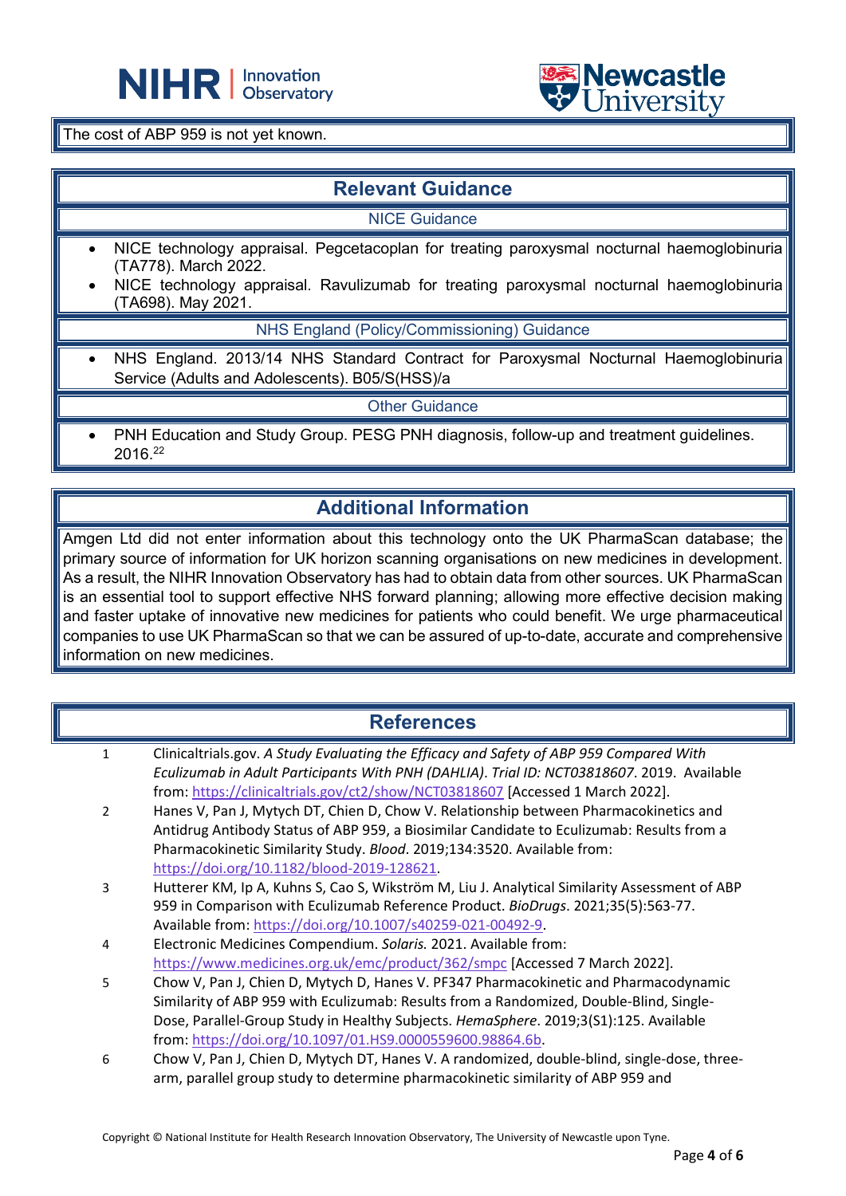The cost of ABP 959 is not yet known.

## Relevant Guidance

### NICE Guidance

- NICE technology appraisal. Pegcetacoplan for treating paroxysmal nocturnal haemoglobinuria (TA778). March 2022.
- NICE technology appraisal. Ravulizumab for treating paroxysmal nocturnal haemoglobinuria (TA698). May 2021.

### NHS England (Policy/Commissioning) Guidance

- NHS England. 2013/14 NHS Standard Contract for Paroxysmal Nocturnal Haemoglobinuria Service (Adults and Adolescents). B05/S(HSS)/a

### Other Guidance

- PNH Education and Study Group. PESG PNH diagnosis, follow-up and treatment guidelines. 2016.[22]

## Additional Information

Amgen Ltd did not enter information about this technology onto the UK PharmaScan database; the primary source of information for UK horizon scanning organisations on new medicines in development. As a result, the NIHR Innovation Observatory has had to obtain data from other sources. UK PharmaScan is an essential tool to support effective NHS forward planning; allowing more effective decision making and faster uptake of innovative new medicines for patients who could benefit. We urge pharmaceutical companies to use UK PharmaScan so that we can be assured of up-to-date, accurate and comprehensive information on new medicines.

## References

1. Clinicaltrials.gov. *A Study Evaluating the Efficacy and Safety of ABP 959 Compared With Eculizumab in Adult Participants With PNH (DAHLIA)*. *Trial ID: NCT03818607*. 2019. Available from: https://clinicaltrials.gov/ct2/show/NCT03818607 [Accessed 1 March 2022].
2. Hanes V, Pan J, Mytych DT, Chien D, Chow V. Relationship between Pharmacokinetics and Antidrug Antibody Status of ABP 959, a Biosimilar Candidate to Eculizumab: Results from a Pharmacokinetic Similarity Study. *Blood*. 2019;134:3520. Available from: https://doi.org/10.1182/blood-2019-128621.
3. Hutterer KM, Ip A, Kuhns S, Cao S, Wikström M, Liu J. Analytical Similarity Assessment of ABP 959 in Comparison with Eculizumab Reference Product. *BioDrugs*. 2021;35(5):563-77. Available from: https://doi.org/10.1007/s40259-021-00492-9.
4. Electronic Medicines Compendium. *Solaris.* 2021. Available from: https://www.medicines.org.uk/emc/product/362/smpc [Accessed 7 March 2022].
5. Chow V, Pan J, Chien D, Mytych D, Hanes V. PF347 Pharmacokinetic and Pharmacodynamic Similarity of ABP 959 with Eculizumab: Results from a Randomized, Double-Blind, Single-Dose, Parallel-Group Study in Healthy Subjects. *HemaSphere*. 2019;3(S1):125. Available from: https://doi.org/10.1097/01.HS9.0000559600.98864.6b.
6. Chow V, Pan J, Chien D, Mytych DT, Hanes V. A randomized, double-blind, single-dose, three-arm, parallel group study to determine pharmacokinetic similarity of ABP 959 and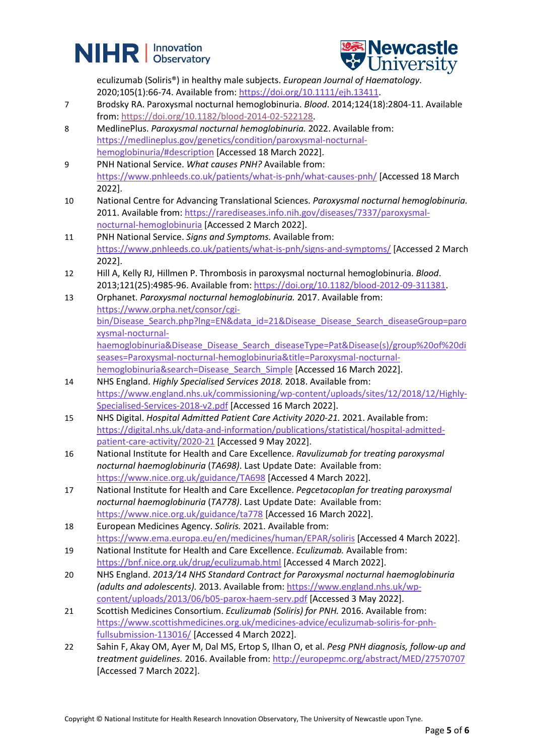eculizumab (Soliris®) in healthy male subjects. *European Journal of Haematology*. 2020;105(1):66-74. Available from: https://doi.org/10.1111/ejh.13411.

7. Brodsky RA. Paroxysmal nocturnal hemoglobinuria. *Blood*. 2014;124(18):2804-11. Available from: https://doi.org/10.1182/blood-2014-02-522128.
8. MedlinePlus. *Paroxysmal nocturnal hemoglobinuria.* 2022. Available from: https://medlineplus.gov/genetics/condition/paroxysmal-nocturnal-hemoglobinuria/#description [Accessed 18 March 2022].
9. PNH National Service. *What causes PNH?* Available from: https://www.pnhleeds.co.uk/patients/what-is-pnh/what-causes-pnh/ [Accessed 18 March 2022].
10. National Centre for Advancing Translational Sciences. *Paroxysmal nocturnal hemoglobinuria.* 2011. Available from: https://rarediseases.info.nih.gov/diseases/7337/paroxysmal-nocturnal-hemoglobinuria [Accessed 2 March 2022].
11. PNH National Service. *Signs and Symptoms.* Available from: https://www.pnhleeds.co.uk/patients/what-is-pnh/signs-and-symptoms/ [Accessed 2 March 2022].
12. Hill A, Kelly RJ, Hillmen P. Thrombosis in paroxysmal nocturnal hemoglobinuria. *Blood*. 2013;121(25):4985-96. Available from: https://doi.org/10.1182/blood-2012-09-311381.
13. Orphanet. *Paroxysmal nocturnal hemoglobinuria.* 2017. Available from: https://www.orpha.net/consor/cgi-bin/Disease_Search.php?lng=EN&data_id=21&Disease_Disease_Search_diseaseGroup=paroxysmal-nocturnal-haemoglobinuria&Disease_Disease_Search_diseaseType=Pat&Disease(s)/group%20of%20diseases=Paroxysmal-nocturnal-hemoglobinuria&title=Paroxysmal-nocturnal-hemoglobinuria&search=Disease_Search_Simple [Accessed 16 March 2022].
14. NHS England. *Highly Specialised Services 2018.* 2018. Available from: https://www.england.nhs.uk/commissioning/wp-content/uploads/sites/12/2018/12/Highly-Specialised-Services-2018-v2.pdf [Accessed 16 March 2022].
15. NHS Digital. *Hospital Admitted Patient Care Activity 2020-21.* 2021. Available from: https://digital.nhs.uk/data-and-information/publications/statistical/hospital-admitted-patient-care-activity/2020-21 [Accessed 9 May 2022].
16. National Institute for Health and Care Excellence. *Ravulizumab for treating paroxysmal nocturnal haemoglobinuria (TA698)*. Last Update Date: Available from: https://www.nice.org.uk/guidance/TA698 [Accessed 4 March 2022].
17. National Institute for Health and Care Excellence. *Pegcetacoplan for treating paroxysmal nocturnal haemoglobinuria (TA778)*. Last Update Date: Available from: https://www.nice.org.uk/guidance/ta778 [Accessed 16 March 2022].
18. European Medicines Agency. *Soliris.* 2021. Available from: https://www.ema.europa.eu/en/medicines/human/EPAR/soliris [Accessed 4 March 2022].
19. National Institute for Health and Care Excellence. *Eculizumab.* Available from: https://bnf.nice.org.uk/drug/eculizumab.html [Accessed 4 March 2022].
20. NHS England. *2013/14 NHS Standard Contract for Paroxysmal nocturnal haemoglobinuria (adults and adolescents).* 2013. Available from: https://www.england.nhs.uk/wp-content/uploads/2013/06/b05-parox-haem-serv.pdf [Accessed 3 May 2022].
21. Scottish Medicines Consortium. *Eculizumab (Soliris) for PNH.* 2016. Available from: https://www.scottishmedicines.org.uk/medicines-advice/eculizumab-soliris-for-pnh-fullsubmission-113016/ [Accessed 4 March 2022].
22. Sahin F, Akay OM, Ayer M, Dal MS, Ertop S, Ilhan O, et al. *Pesg PNH diagnosis, follow-up and treatment guidelines.* 2016. Available from: http://europepmc.org/abstract/MED/27570707 [Accessed 7 March 2022].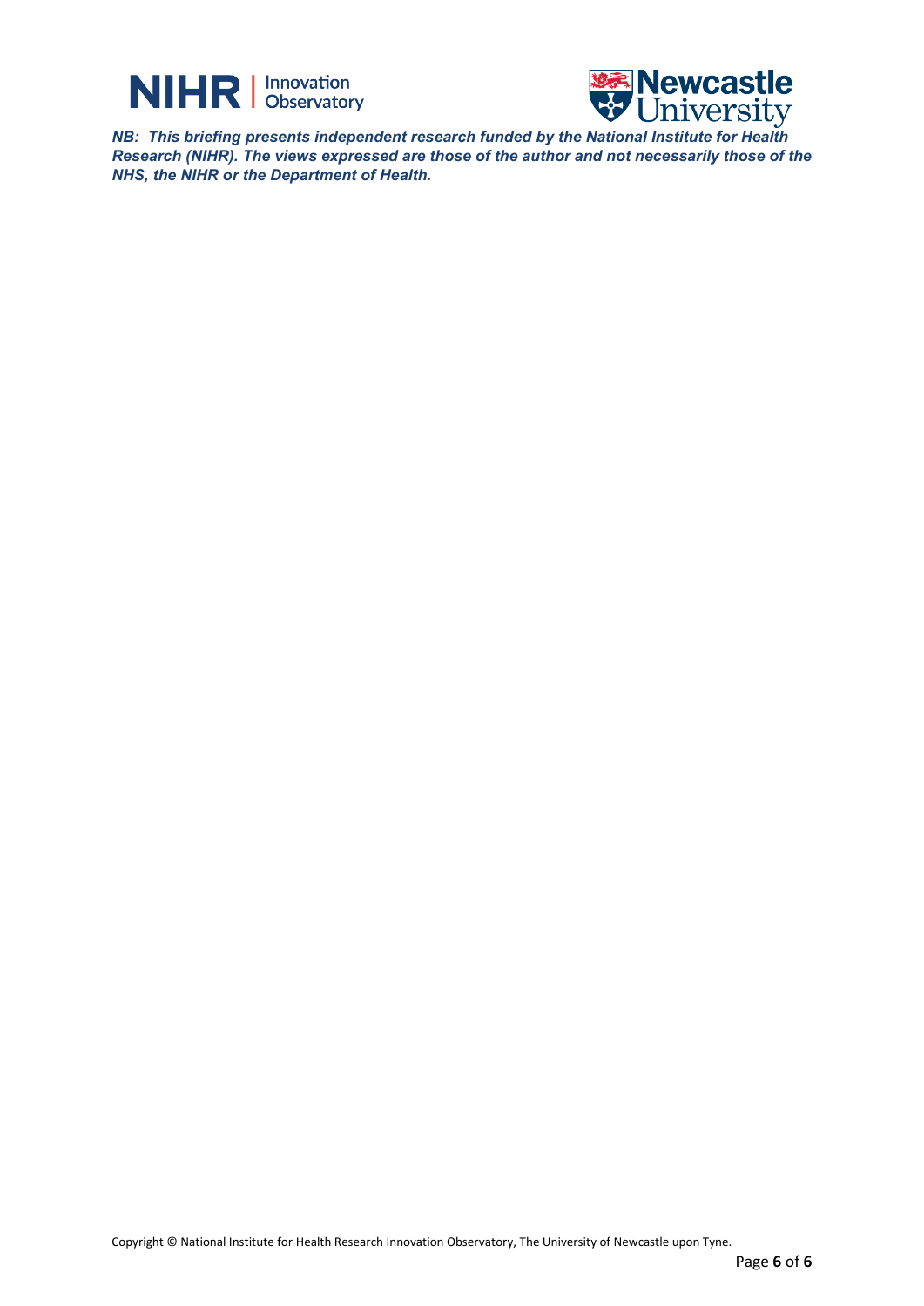***NB: This briefing presents independent research funded by the National Institute for Health Research (NIHR). The views expressed are those of the author and not necessarily those of the NHS, the NIHR or the Department of Health.***